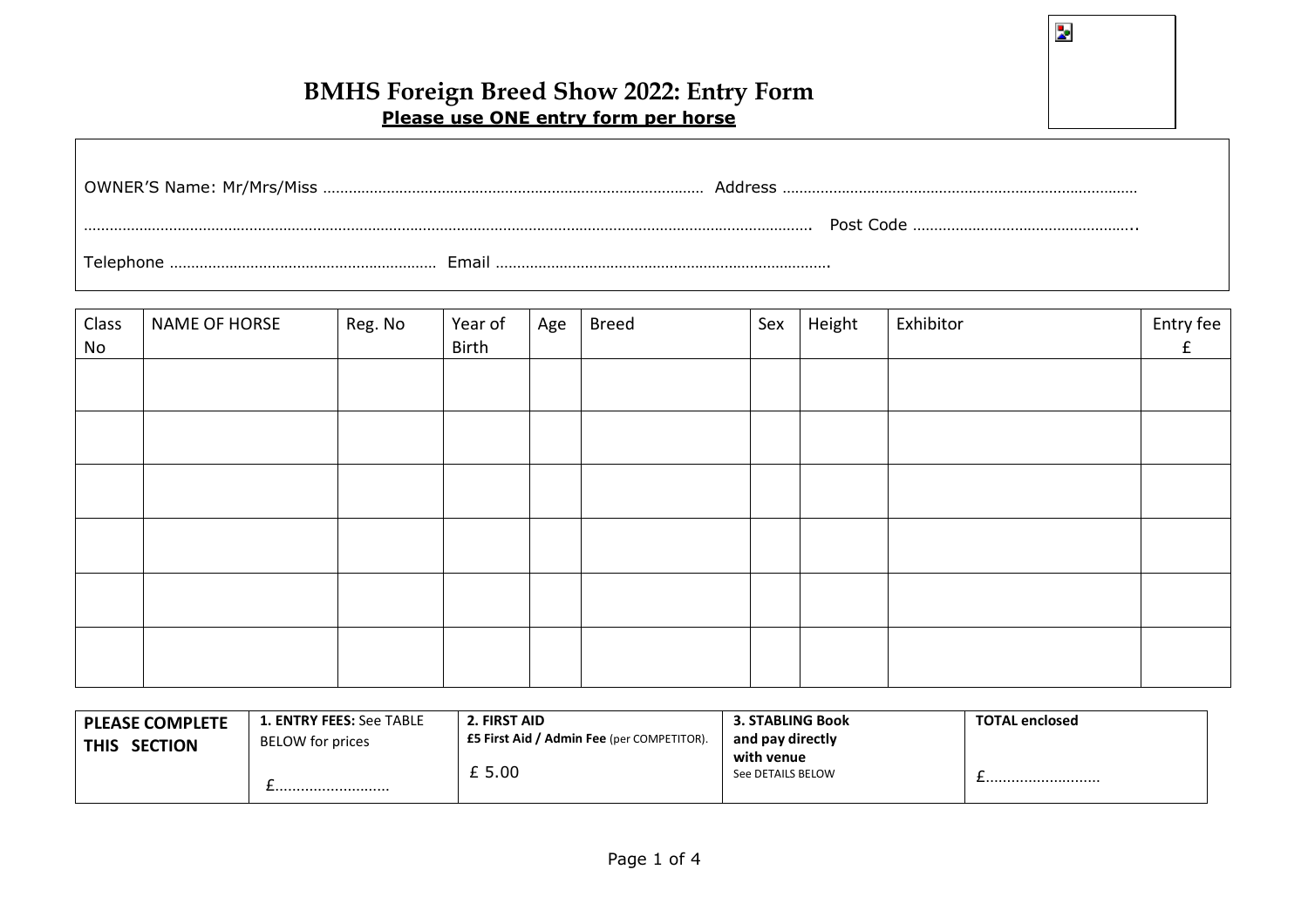# BMHS Foreign Breed Show 2022: Entry Form

**Please use ONE entry form per horse**

OWNER'S Name: Mr/Mrs/Miss ……………………………………………………………………………… Address …………………………………………………………………………

………………………………………………………………………………………………………………………………………………………… Post Code ……………………………………………..

Telephone ……………………………………………………… Email …………………………………………………………………….

| Class No | NAME OF HORSE | Reg. No | Year of Birth | Age | Breed | Sex | Height | Exhibitor | Entry fee £ |
|---|---|---|---|---|---|---|---|---|---|
| | | | | | | | | | |
| | | | | | | | | | |
| | | | | | | | | | |
| | | | | | | | | | |
| | | | | | | | | | |
| | | | | | | | | | |

| PLEASE COMPLETE THIS SECTION | 1. ENTRY FEES: See TABLE BELOW for prices | 2. FIRST AID £5 First Aid / Admin Fee (per COMPETITOR). | 3. STABLING Book and pay directly with venue See DETAILS BELOW | TOTAL enclosed |
|---|---|---|---|---|
| | £……………………… | £ 5.00 | | £……………………… |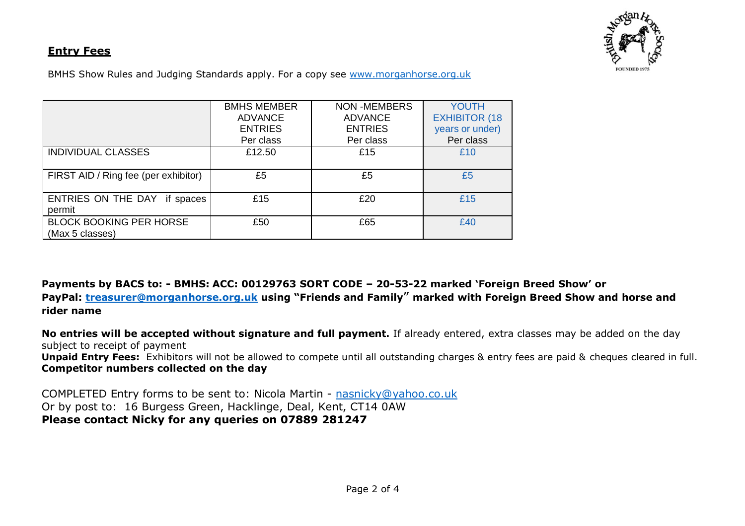## Entry Fees

BMHS Show Rules and Judging Standards apply. For a copy see www.morganhorse.org.uk

| | BMHS MEMBER ADVANCE ENTRIES Per class | NON -MEMBERS ADVANCE ENTRIES Per class | YOUTH EXHIBITOR (18 years or under) Per class |
|---|---|---|---|
| INDIVIDUAL CLASSES | £12.50 | £15 | £10 |
| FIRST AID / Ring fee (per exhibitor) | £5 | £5 | £5 |
| ENTRIES ON THE DAY if spaces permit | £15 | £20 | £15 |
| BLOCK BOOKING PER HORSE (Max 5 classes) | £50 | £65 | £40 |

**Payments by BACS to: - BMHS: ACC: 00129763 SORT CODE – 20-53-22 marked 'Foreign Breed Show' or PayPal: treasurer@morganhorse.org.uk using "Friends and Family" marked with Foreign Breed Show and horse and rider name**

**No entries will be accepted without signature and full payment.** If already entered, extra classes may be added on the day subject to receipt of payment

**Unpaid Entry Fees:** Exhibitors will not be allowed to compete until all outstanding charges & entry fees are paid & cheques cleared in full.

**Competitor numbers collected on the day**

COMPLETED Entry forms to be sent to: Nicola Martin - nasnicky@yahoo.co.uk

Or by post to: 16 Burgess Green, Hacklinge, Deal, Kent, CT14 0AW

**Please contact Nicky for any queries on 07889 281247**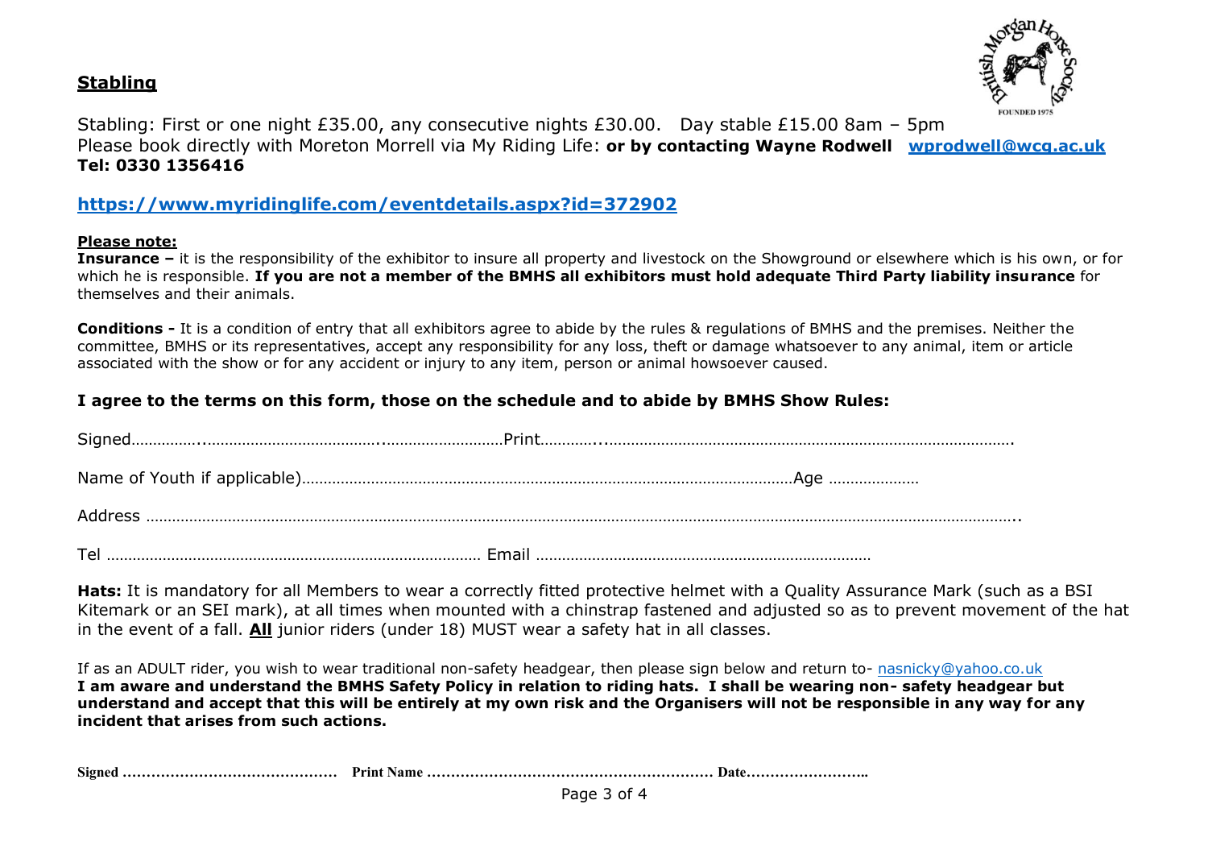## Stabling

Stabling: First or one night £35.00, any consecutive nights £30.00. Day stable £15.00 8am – 5pm
Please book directly with Moreton Morrell via My Riding Life: **or by contacting Wayne Rodwell [wprodwell@wcg.ac.uk](mailto:wprodwell@wcg.ac.uk) Tel: 0330 1356416**

**[https://www.myridinglife.com/eventdetails.aspx?id=372902](https://www.myridinglife.com/eventdetails.aspx?id=372902)**

**Please note:**

**Insurance –** it is the responsibility of the exhibitor to insure all property and livestock on the Showground or elsewhere which is his own, or for which he is responsible. **If you are not a member of the BMHS all exhibitors must hold adequate Third Party liability insurance** for themselves and their animals.

**Conditions -** It is a condition of entry that all exhibitors agree to abide by the rules & regulations of BMHS and the premises. Neither the committee, BMHS or its representatives, accept any responsibility for any loss, theft or damage whatsoever to any animal, item or article associated with the show or for any accident or injury to any item, person or animal howsoever caused.

### I agree to the terms on this form, those on the schedule and to abide by BMHS Show Rules:

Signed……………..……………………………….………………………Print………..………………………………………………………………………….

Name of Youth if applicable)……………………………………………………………………………………………Age …………………

Address …………………………………………………………………………………………………………………………………………………………..

Tel …………………………………………………………………………… Email ……………………………………………………………………

**Hats:** It is mandatory for all Members to wear a correctly fitted protective helmet with a Quality Assurance Mark (such as a BSI Kitemark or an SEI mark), at all times when mounted with a chinstrap fastened and adjusted so as to prevent movement of the hat in the event of a fall. **All** junior riders (under 18) MUST wear a safety hat in all classes.

If as an ADULT rider, you wish to wear traditional non-safety headgear, then please sign below and return to- [nasnicky@yahoo.co.uk](mailto:nasnicky@yahoo.co.uk)
**I am aware and understand the BMHS Safety Policy in relation to riding hats. I shall be wearing non- safety headgear but understand and accept that this will be entirely at my own risk and the Organisers will not be responsible in any way for any incident that arises from such actions.**

**Signed ……………………………………… Print Name …………………………………………………… Date……………………..**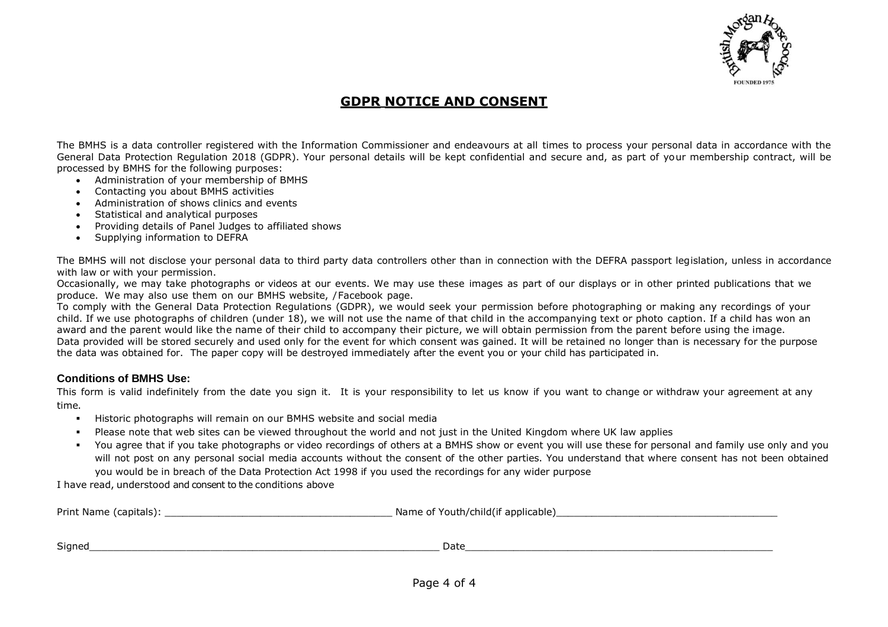# GDPR NOTICE AND CONSENT

The BMHS is a data controller registered with the Information Commissioner and endeavours at all times to process your personal data in accordance with the General Data Protection Regulation 2018 (GDPR). Your personal details will be kept confidential and secure and, as part of your membership contract, will be processed by BMHS for the following purposes:

- Administration of your membership of BMHS
- Contacting you about BMHS activities
- Administration of shows clinics and events
- Statistical and analytical purposes
- Providing details of Panel Judges to affiliated shows
- Supplying information to DEFRA

The BMHS will not disclose your personal data to third party data controllers other than in connection with the DEFRA passport legislation, unless in accordance with law or with your permission.
Occasionally, we may take photographs or videos at our events. We may use these images as part of our displays or in other printed publications that we produce. We may also use them on our BMHS website, /Facebook page.
To comply with the General Data Protection Regulations (GDPR), we would seek your permission before photographing or making any recordings of your child. If we use photographs of children (under 18), we will not use the name of that child in the accompanying text or photo caption. If a child has won an award and the parent would like the name of their child to accompany their picture, we will obtain permission from the parent before using the image.
Data provided will be stored securely and used only for the event for which consent was gained. It will be retained no longer than is necessary for the purpose the data was obtained for. The paper copy will be destroyed immediately after the event you or your child has participated in.

### Conditions of BMHS Use:

This form is valid indefinitely from the date you sign it. It is your responsibility to let us know if you want to change or withdraw your agreement at any time.

- Historic photographs will remain on our BMHS website and social media
- Please note that web sites can be viewed throughout the world and not just in the United Kingdom where UK law applies
- You agree that if you take photographs or video recordings of others at a BMHS show or event you will use these for personal and family use only and you will not post on any personal social media accounts without the consent of the other parties. You understand that where consent has not been obtained you would be in breach of the Data Protection Act 1998 if you used the recordings for any wider purpose

I have read, understood and consent to the conditions above

Print Name (capitals): ______________________________________ Name of Youth/child(if applicable)____________________________________

Signed__________________________________________________________ Date____________________________________________________